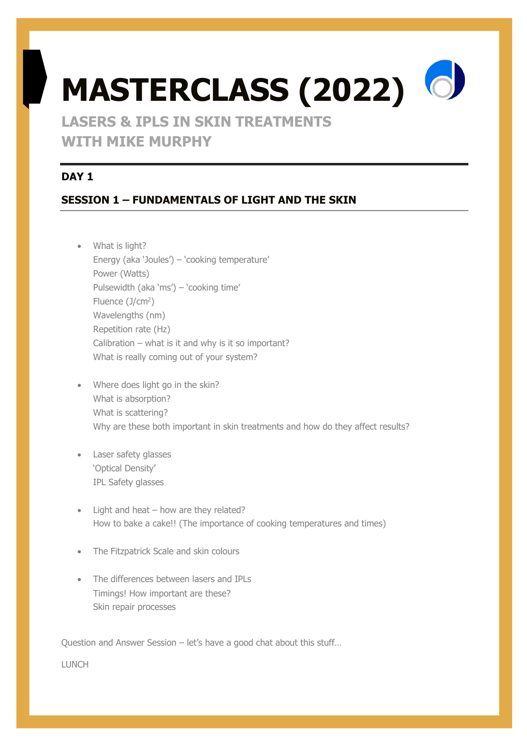# MASTERCLASS (2022)

## LASERS & IPLS IN SKIN TREATMENTS WITH MIKE MURPHY

### DAY 1

### SESSION 1 – FUNDAMENTALS OF LIGHT AND THE SKIN

- What is light?
  Energy (aka 'Joules') – 'cooking temperature'
  Power (Watts)
  Pulsewidth (aka 'ms') – 'cooking time'
  Fluence (J/cm$^2$)
  Wavelengths (nm)
  Repetition rate (Hz)
  Calibration – what is it and why is it so important?
  What is really coming out of your system?

- Where does light go in the skin?
  What is absorption?
  What is scattering?
  Why are these both important in skin treatments and how do they affect results?

- Laser safety glasses
  'Optical Density'
  IPL Safety glasses

- Light and heat – how are they related?
  How to bake a cake!! (The importance of cooking temperatures and times)

- The Fitzpatrick Scale and skin colours

- The differences between lasers and IPLs
  Timings! How important are these?
  Skin repair processes

Question and Answer Session – let's have a good chat about this stuff…

LUNCH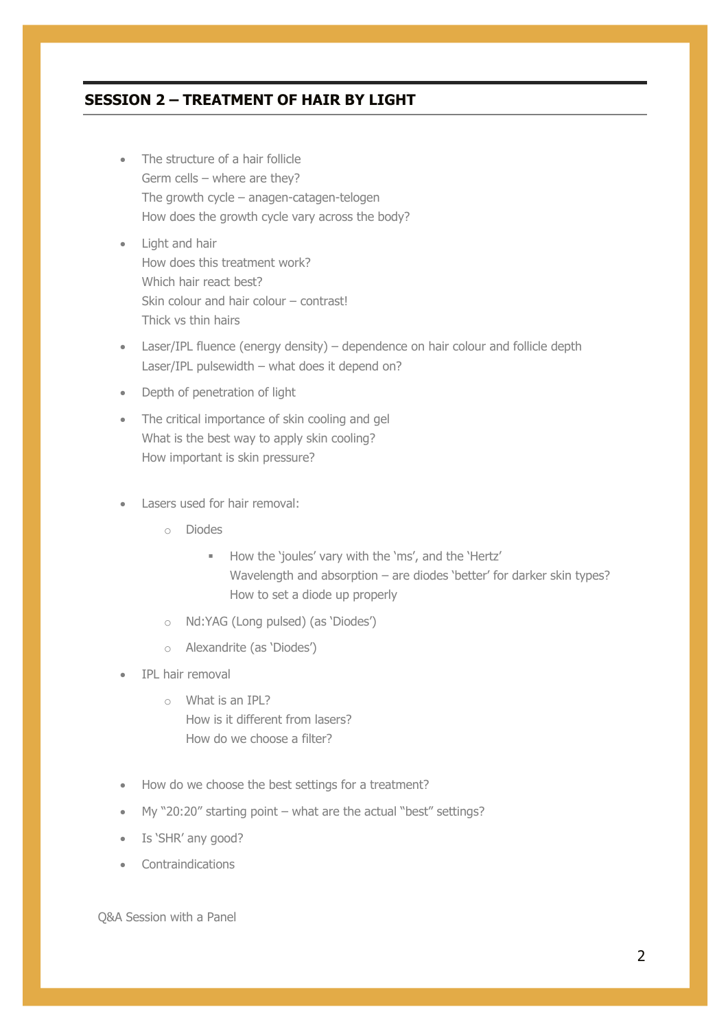## SESSION 2 – TREATMENT OF HAIR BY LIGHT

- The structure of a hair follicle
  Germ cells – where are they?
  The growth cycle – anagen-catagen-telogen
  How does the growth cycle vary across the body?
- Light and hair
  How does this treatment work?
  Which hair react best?
  Skin colour and hair colour – contrast!
  Thick vs thin hairs
- Laser/IPL fluence (energy density) – dependence on hair colour and follicle depth
  Laser/IPL pulsewidth – what does it depend on?
- Depth of penetration of light
- The critical importance of skin cooling and gel
  What is the best way to apply skin cooling?
  How important is skin pressure?
- Lasers used for hair removal:
  - Diodes
    - How the 'joules' vary with the 'ms', and the 'Hertz'
      Wavelength and absorption – are diodes 'better' for darker skin types?
      How to set a diode up properly
  - Nd:YAG (Long pulsed) (as 'Diodes')
  - Alexandrite (as 'Diodes')
- IPL hair removal
  - What is an IPL?
    How is it different from lasers?
    How do we choose a filter?
- How do we choose the best settings for a treatment?
- My "20:20" starting point – what are the actual "best" settings?
- Is 'SHR' any good?
- Contraindications

Q&A Session with a Panel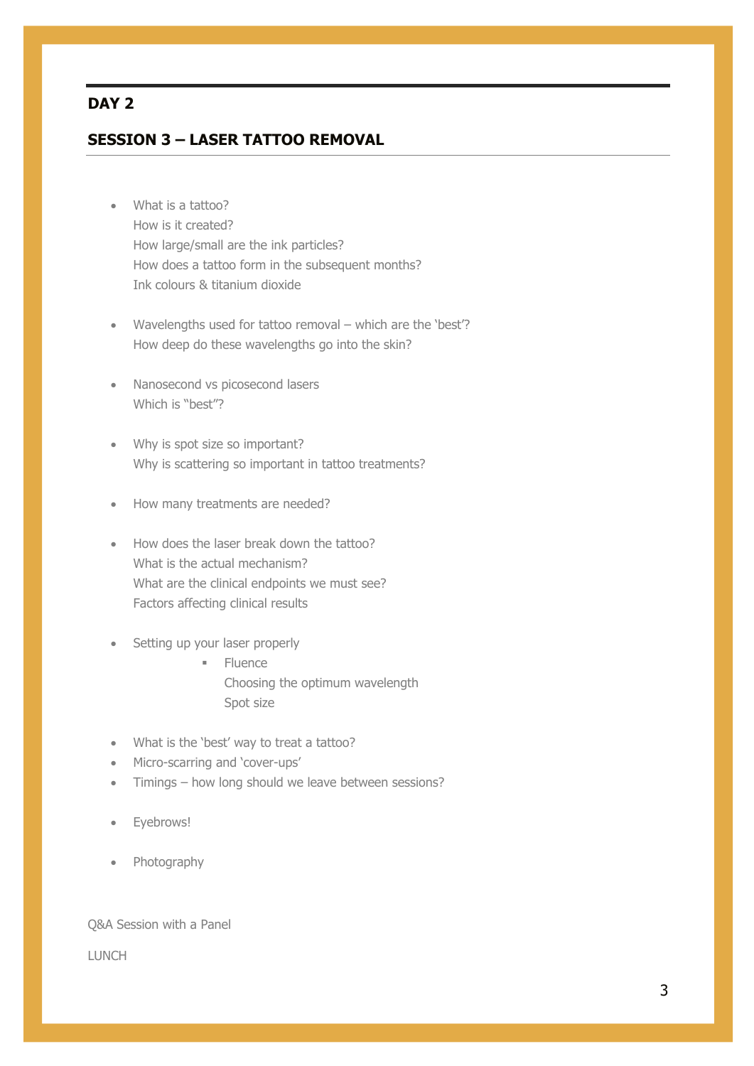## DAY 2

## SESSION 3 – LASER TATTOO REMOVAL

- What is a tattoo?
  How is it created?
  How large/small are the ink particles?
  How does a tattoo form in the subsequent months?
  Ink colours & titanium dioxide

- Wavelengths used for tattoo removal – which are the 'best'?
  How deep do these wavelengths go into the skin?

- Nanosecond vs picosecond lasers
  Which is "best"?

- Why is spot size so important?
  Why is scattering so important in tattoo treatments?

- How many treatments are needed?

- How does the laser break down the tattoo?
  What is the actual mechanism?
  What are the clinical endpoints we must see?
  Factors affecting clinical results

- Setting up your laser properly
  - Fluence
    Choosing the optimum wavelength
    Spot size

- What is the 'best' way to treat a tattoo?
- Micro-scarring and 'cover-ups'
- Timings – how long should we leave between sessions?

- Eyebrows!

- Photography

Q&A Session with a Panel

LUNCH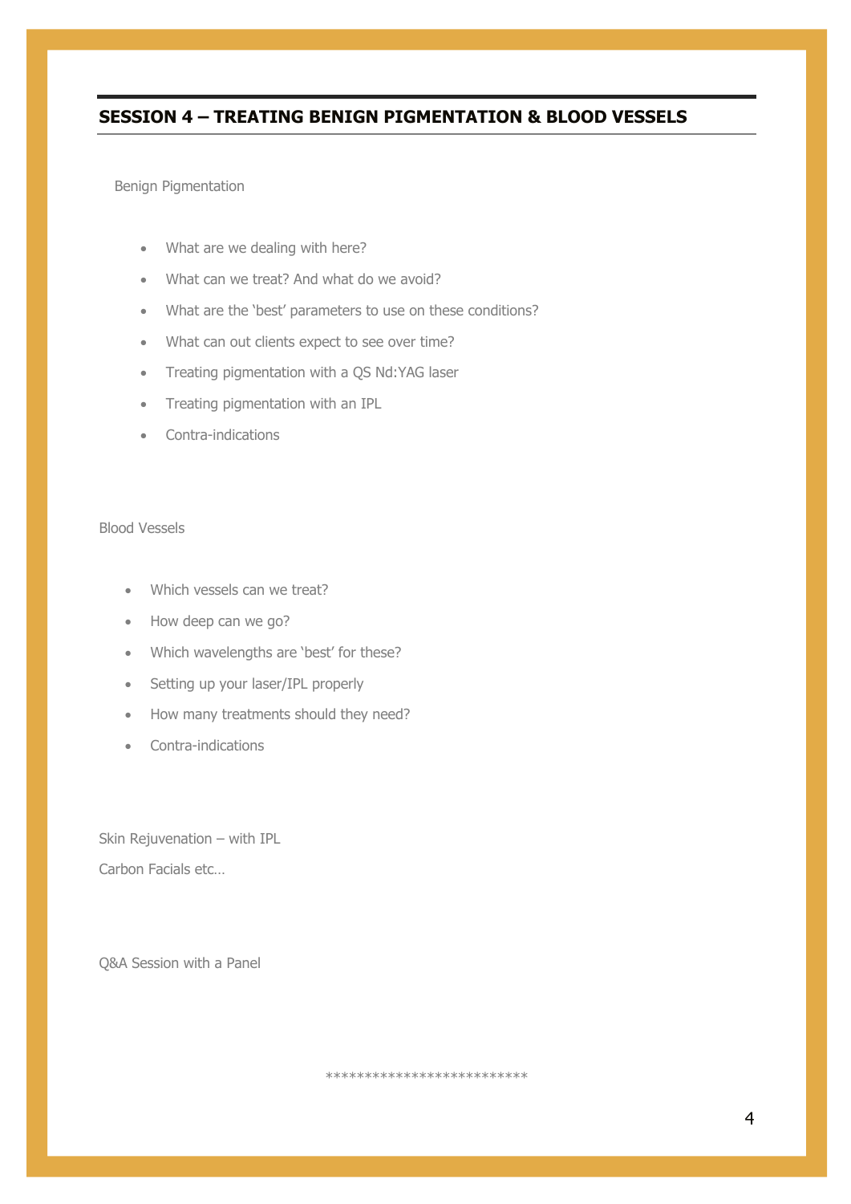## SESSION 4 – TREATING BENIGN PIGMENTATION & BLOOD VESSELS

Benign Pigmentation

- What are we dealing with here?
- What can we treat? And what do we avoid?
- What are the 'best' parameters to use on these conditions?
- What can out clients expect to see over time?
- Treating pigmentation with a QS Nd:YAG laser
- Treating pigmentation with an IPL
- Contra-indications

Blood Vessels

- Which vessels can we treat?
- How deep can we go?
- Which wavelengths are 'best' for these?
- Setting up your laser/IPL properly
- How many treatments should they need?
- Contra-indications

Skin Rejuvenation – with IPL

Carbon Facials etc…

Q&A Session with a Panel

**************************